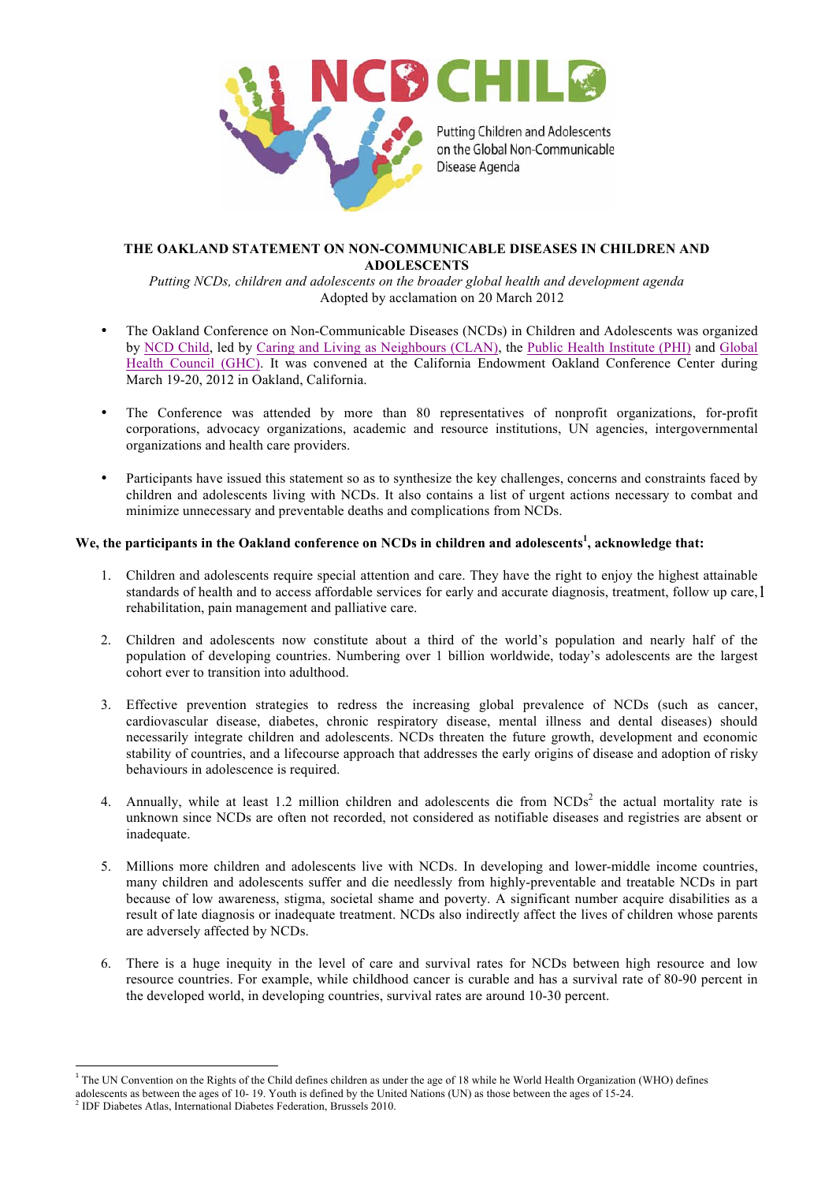NCD CHILD

Putting Children and Adolescents on the Global Non-Communicable Disease Agenda

**THE OAKLAND STATEMENT ON NON-COMMUNICABLE DISEASES IN CHILDREN AND ADOLESCENTS**

*Putting NCDs, children and adolescents on the broader global health and development agenda*

Adopted by acclamation on 20 March 2012

- The Oakland Conference on Non-Communicable Diseases (NCDs) in Children and Adolescents was organized by NCD Child, led by Caring and Living as Neighbours (CLAN), the Public Health Institute (PHI) and Global Health Council (GHC). It was convened at the California Endowment Oakland Conference Center during March 19-20, 2012 in Oakland, California.
- The Conference was attended by more than 80 representatives of nonprofit organizations, for-profit corporations, advocacy organizations, academic and resource institutions, UN agencies, intergovernmental organizations and health care providers.
- Participants have issued this statement so as to synthesize the key challenges, concerns and constraints faced by children and adolescents living with NCDs. It also contains a list of urgent actions necessary to combat and minimize unnecessary and preventable deaths and complications from NCDs.

**We, the participants in the Oakland conference on NCDs in children and adolescents[1], acknowledge that:**

1. Children and adolescents require special attention and care. They have the right to enjoy the highest attainable standards of health and to access affordable services for early and accurate diagnosis, treatment, follow up care, rehabilitation, pain management and palliative care.
2. Children and adolescents now constitute about a third of the world's population and nearly half of the population of developing countries. Numbering over 1 billion worldwide, today's adolescents are the largest cohort ever to transition into adulthood.
3. Effective prevention strategies to redress the increasing global prevalence of NCDs (such as cancer, cardiovascular disease, diabetes, chronic respiratory disease, mental illness and dental diseases) should necessarily integrate children and adolescents. NCDs threaten the future growth, development and economic stability of countries, and a lifecourse approach that addresses the early origins of disease and adoption of risky behaviours in adolescence is required.
4. Annually, while at least 1.2 million children and adolescents die from NCDs[2] the actual mortality rate is unknown since NCDs are often not recorded, not considered as notifiable diseases and registries are absent or inadequate.
5. Millions more children and adolescents live with NCDs. In developing and lower-middle income countries, many children and adolescents suffer and die needlessly from highly-preventable and treatable NCDs in part because of low awareness, stigma, societal shame and poverty. A significant number acquire disabilities as a result of late diagnosis or inadequate treatment. NCDs also indirectly affect the lives of children whose parents are adversely affected by NCDs.
6. There is a huge inequity in the level of care and survival rates for NCDs between high resource and low resource countries. For example, while childhood cancer is curable and has a survival rate of 80-90 percent in the developed world, in developing countries, survival rates are around 10-30 percent.

---

[1] The UN Convention on the Rights of the Child defines children as under the age of 18 while he World Health Organization (WHO) defines adolescents as between the ages of 10- 19. Youth is defined by the United Nations (UN) as those between the ages of 15-24.

[2] IDF Diabetes Atlas, International Diabetes Federation, Brussels 2010.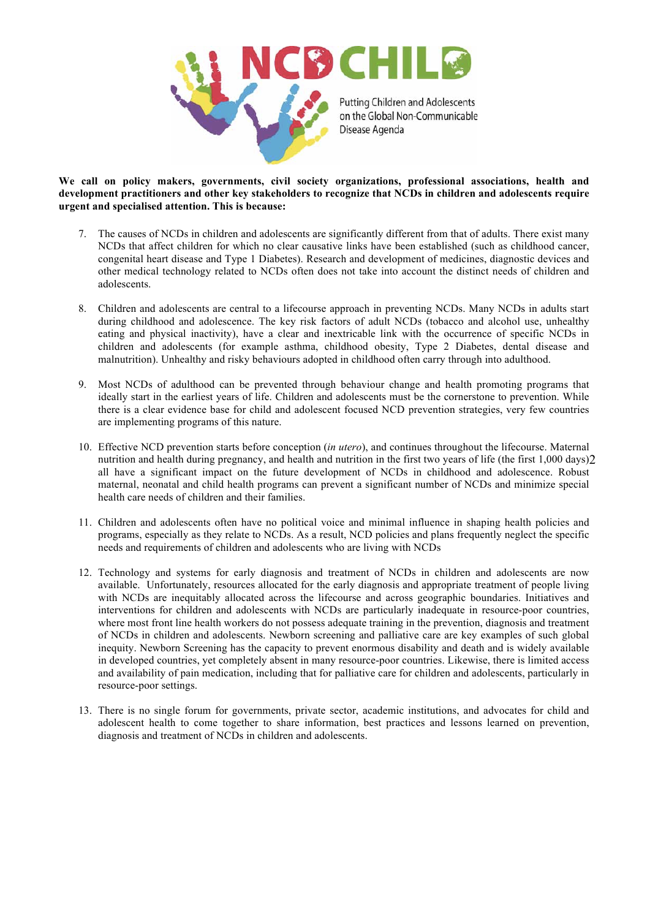**We call on policy makers, governments, civil society organizations, professional associations, health and development practitioners and other key stakeholders to recognize that NCDs in children and adolescents require urgent and specialised attention. This is because:**

7. The causes of NCDs in children and adolescents are significantly different from that of adults. There exist many NCDs that affect children for which no clear causative links have been established (such as childhood cancer, congenital heart disease and Type 1 Diabetes). Research and development of medicines, diagnostic devices and other medical technology related to NCDs often does not take into account the distinct needs of children and adolescents.

8. Children and adolescents are central to a lifecourse approach in preventing NCDs. Many NCDs in adults start during childhood and adolescence. The key risk factors of adult NCDs (tobacco and alcohol use, unhealthy eating and physical inactivity), have a clear and inextricable link with the occurrence of specific NCDs in children and adolescents (for example asthma, childhood obesity, Type 2 Diabetes, dental disease and malnutrition). Unhealthy and risky behaviours adopted in childhood often carry through into adulthood.

9. Most NCDs of adulthood can be prevented through behaviour change and health promoting programs that ideally start in the earliest years of life. Children and adolescents must be the cornerstone to prevention. While there is a clear evidence base for child and adolescent focused NCD prevention strategies, very few countries are implementing programs of this nature.

10. Effective NCD prevention starts before conception (*in utero*), and continues throughout the lifecourse. Maternal nutrition and health during pregnancy, and health and nutrition in the first two years of life (the first 1,000 days)[2] all have a significant impact on the future development of NCDs in childhood and adolescence. Robust maternal, neonatal and child health programs can prevent a significant number of NCDs and minimize special health care needs of children and their families.

11. Children and adolescents often have no political voice and minimal influence in shaping health policies and programs, especially as they relate to NCDs. As a result, NCD policies and plans frequently neglect the specific needs and requirements of children and adolescents who are living with NCDs

12. Technology and systems for early diagnosis and treatment of NCDs in children and adolescents are now available. Unfortunately, resources allocated for the early diagnosis and appropriate treatment of people living with NCDs are inequitably allocated across the lifecourse and across geographic boundaries. Initiatives and interventions for children and adolescents with NCDs are particularly inadequate in resource-poor countries, where most front line health workers do not possess adequate training in the prevention, diagnosis and treatment of NCDs in children and adolescents. Newborn screening and palliative care are key examples of such global inequity. Newborn Screening has the capacity to prevent enormous disability and death and is widely available in developed countries, yet completely absent in many resource-poor countries. Likewise, there is limited access and availability of pain medication, including that for palliative care for children and adolescents, particularly in resource-poor settings.

13. There is no single forum for governments, private sector, academic institutions, and advocates for child and adolescent health to come together to share information, best practices and lessons learned on prevention, diagnosis and treatment of NCDs in children and adolescents.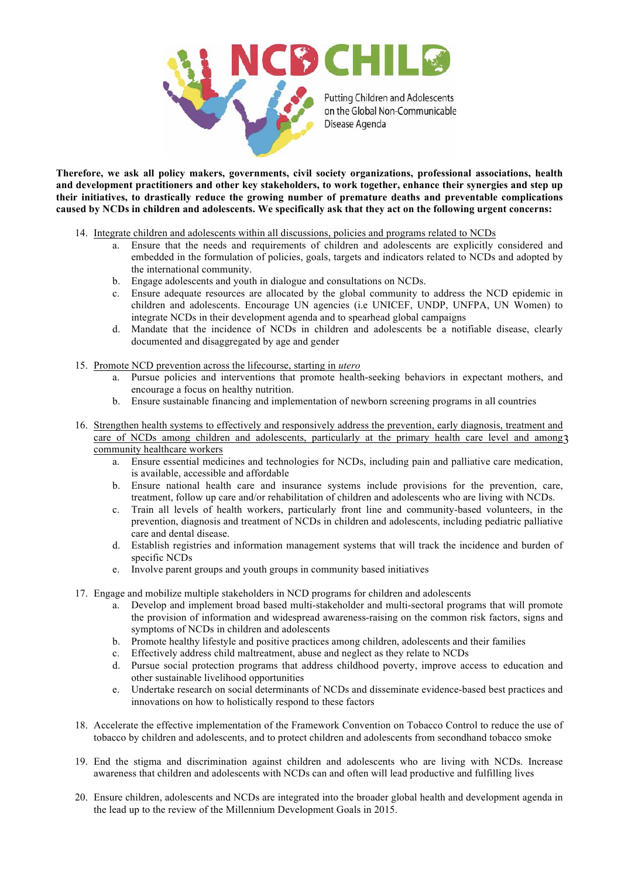NCD CHILD

Putting Children and Adolescents on the Global Non-Communicable Disease Agenda

**Therefore, we ask all policy makers, governments, civil society organizations, professional associations, health and development practitioners and other key stakeholders, to work together, enhance their synergies and step up their initiatives, to drastically reduce the growing number of premature deaths and preventable complications caused by NCDs in children and adolescents. We specifically ask that they act on the following urgent concerns:**

14. <u>Integrate children and adolescents within all discussions, policies and programs related to NCDs</u>
    a. Ensure that the needs and requirements of children and adolescents are explicitly considered and embedded in the formulation of policies, goals, targets and indicators related to NCDs and adopted by the international community.
    b. Engage adolescents and youth in dialogue and consultations on NCDs.
    c. Ensure adequate resources are allocated by the global community to address the NCD epidemic in children and adolescents. Encourage UN agencies (i.e UNICEF, UNDP, UNFPA, UN Women) to integrate NCDs in their development agenda and to spearhead global campaigns
    d. Mandate that the incidence of NCDs in children and adolescents be a notifiable disease, clearly documented and disaggregated by age and gender

15. <u>Promote NCD prevention across the lifecourse, starting in *utero*</u>
    a. Pursue policies and interventions that promote health-seeking behaviors in expectant mothers, and encourage a focus on healthy nutrition.
    b. Ensure sustainable financing and implementation of newborn screening programs in all countries

16. <u>Strengthen health systems to effectively and responsively address the prevention, early diagnosis, treatment and care of NCDs among children and adolescents, particularly at the primary health care level and among community healthcare workers</u>
    a. Ensure essential medicines and technologies for NCDs, including pain and palliative care medication, is available, accessible and affordable
    b. Ensure national health care and insurance systems include provisions for the prevention, care, treatment, follow up care and/or rehabilitation of children and adolescents who are living with NCDs.
    c. Train all levels of health workers, particularly front line and community-based volunteers, in the prevention, diagnosis and treatment of NCDs in children and adolescents, including pediatric palliative care and dental disease.
    d. Establish registries and information management systems that will track the incidence and burden of specific NCDs
    e. Involve parent groups and youth groups in community based initiatives

17. Engage and mobilize multiple stakeholders in NCD programs for children and adolescents
    a. Develop and implement broad based multi-stakeholder and multi-sectoral programs that will promote the provision of information and widespread awareness-raising on the common risk factors, signs and symptoms of NCDs in children and adolescents
    b. Promote healthy lifestyle and positive practices among children, adolescents and their families
    c. Effectively address child maltreatment, abuse and neglect as they relate to NCDs
    d. Pursue social protection programs that address childhood poverty, improve access to education and other sustainable livelihood opportunities
    e. Undertake research on social determinants of NCDs and disseminate evidence-based best practices and innovations on how to holistically respond to these factors

18. Accelerate the effective implementation of the Framework Convention on Tobacco Control to reduce the use of tobacco by children and adolescents, and to protect children and adolescents from secondhand tobacco smoke

19. End the stigma and discrimination against children and adolescents who are living with NCDs. Increase awareness that children and adolescents with NCDs can and often will lead productive and fulfilling lives

20. Ensure children, adolescents and NCDs are integrated into the broader global health and development agenda in the lead up to the review of the Millennium Development Goals in 2015.